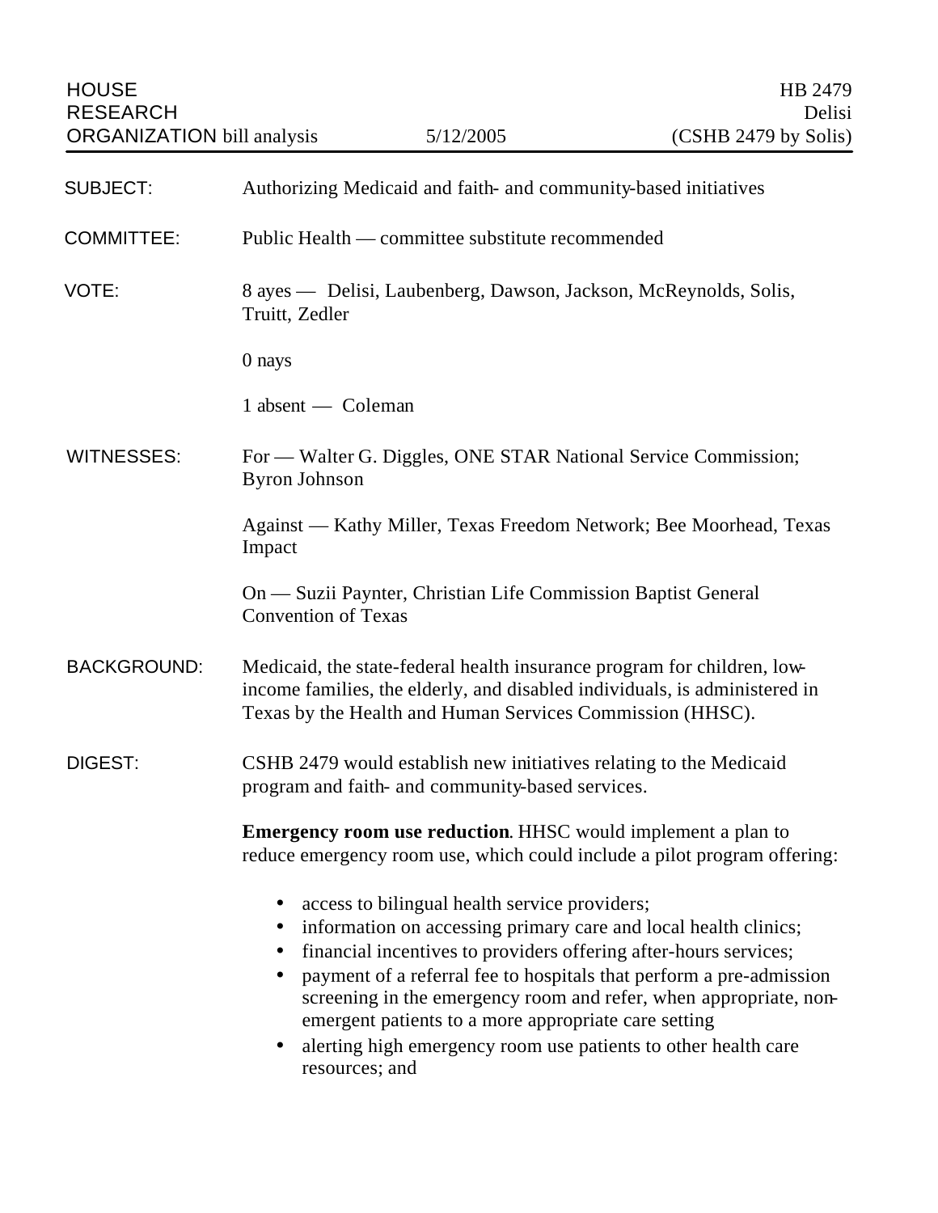HOUSE RESEARCH ORGANIZATION bill analysis — 5/12/2005 — HB 2479, Delisi (CSHB 2479 by Solis)

**SUBJECT:** Authorizing Medicaid and faith- and community-based initiatives

**COMMITTEE:** Public Health — committee substitute recommended

**VOTE:** 8 ayes — Delisi, Laubenberg, Dawson, Jackson, McReynolds, Solis, Truitt, Zedler

0 nays

1 absent — Coleman

**WITNESSES:** For — Walter G. Diggles, ONE STAR National Service Commission; Byron Johnson

Against — Kathy Miller, Texas Freedom Network; Bee Moorhead, Texas Impact

On — Suzii Paynter, Christian Life Commission Baptist General Convention of Texas

**BACKGROUND:** Medicaid, the state-federal health insurance program for children, low-income families, the elderly, and disabled individuals, is administered in Texas by the Health and Human Services Commission (HHSC).

**DIGEST:** CSHB 2479 would establish new initiatives relating to the Medicaid program and faith- and community-based services.

**Emergency room use reduction**. HHSC would implement a plan to reduce emergency room use, which could include a pilot program offering:

- access to bilingual health service providers;
- information on accessing primary care and local health clinics;
- financial incentives to providers offering after-hours services;
- payment of a referral fee to hospitals that perform a pre-admission screening in the emergency room and refer, when appropriate, non-emergent patients to a more appropriate care setting
- alerting high emergency room use patients to other health care resources; and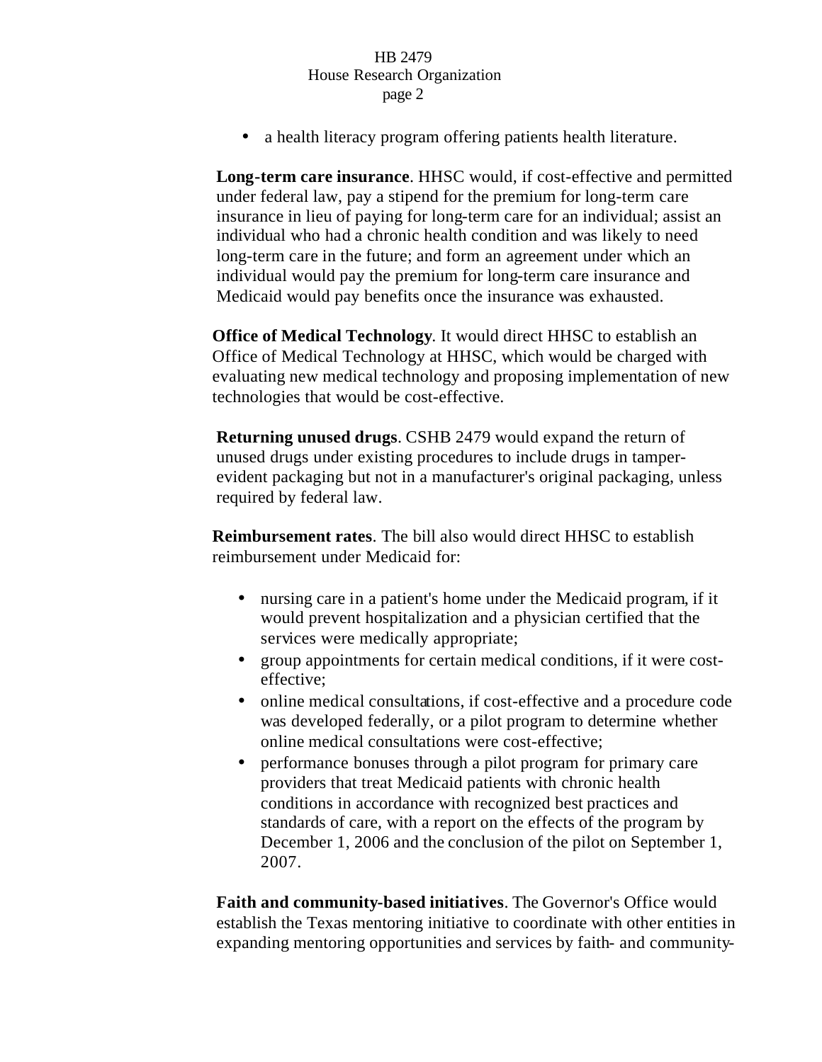- a health literacy program offering patients health literature.

**Long-term care insurance**. HHSC would, if cost-effective and permitted under federal law, pay a stipend for the premium for long-term care insurance in lieu of paying for long-term care for an individual; assist an individual who had a chronic health condition and was likely to need long-term care in the future; and form an agreement under which an individual would pay the premium for long-term care insurance and Medicaid would pay benefits once the insurance was exhausted.

**Office of Medical Technology**. It would direct HHSC to establish an Office of Medical Technology at HHSC, which would be charged with evaluating new medical technology and proposing implementation of new technologies that would be cost-effective.

**Returning unused drugs**. CSHB 2479 would expand the return of unused drugs under existing procedures to include drugs in tamper-evident packaging but not in a manufacturer's original packaging, unless required by federal law.

**Reimbursement rates**. The bill also would direct HHSC to establish reimbursement under Medicaid for:

- nursing care in a patient's home under the Medicaid program, if it would prevent hospitalization and a physician certified that the services were medically appropriate;
- group appointments for certain medical conditions, if it were cost-effective;
- online medical consultations, if cost-effective and a procedure code was developed federally, or a pilot program to determine whether online medical consultations were cost-effective;
- performance bonuses through a pilot program for primary care providers that treat Medicaid patients with chronic health conditions in accordance with recognized best practices and standards of care, with a report on the effects of the program by December 1, 2006 and the conclusion of the pilot on September 1, 2007.

**Faith and community-based initiatives**. The Governor's Office would establish the Texas mentoring initiative to coordinate with other entities in expanding mentoring opportunities and services by faith- and community-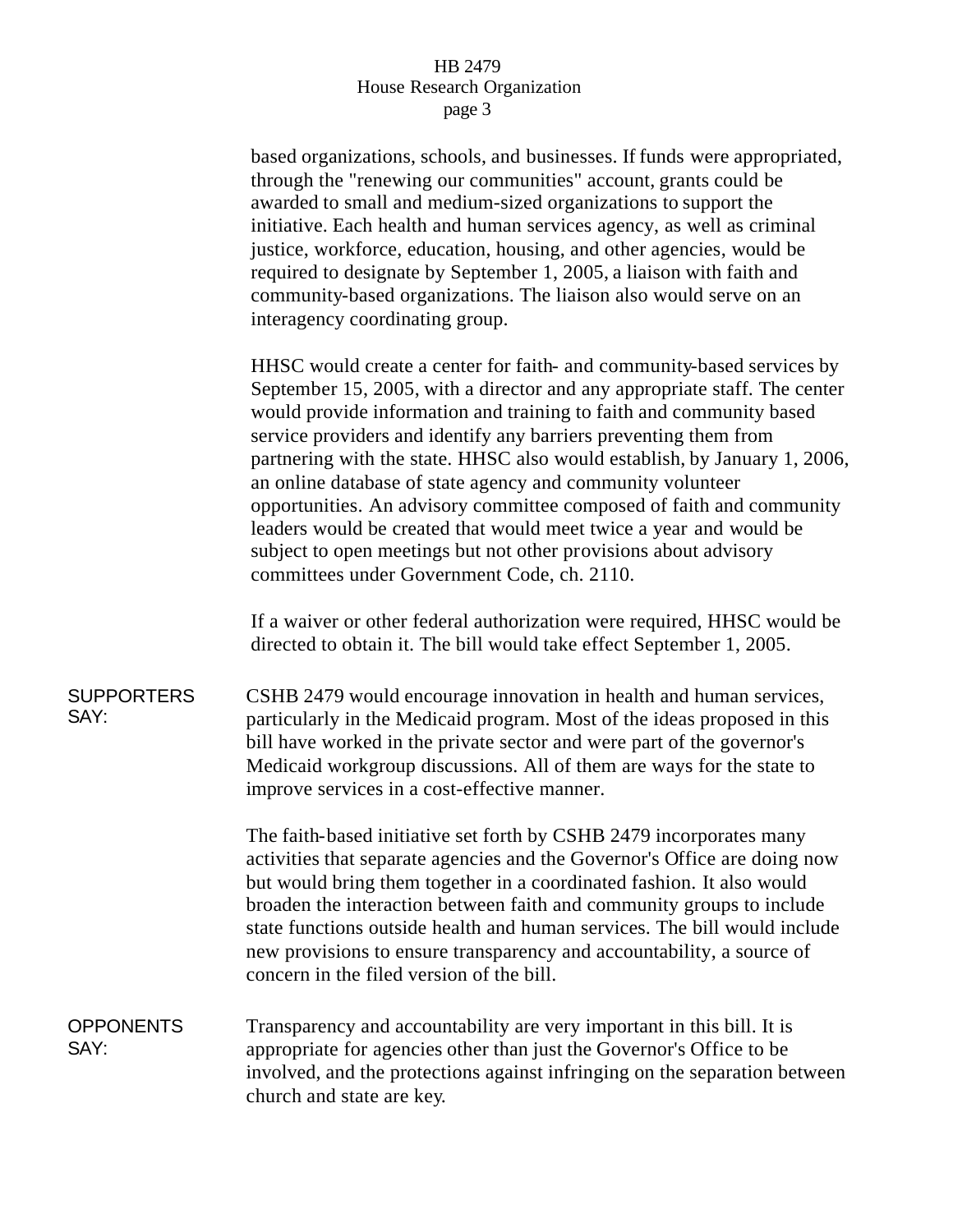based organizations, schools, and businesses. If funds were appropriated, through the "renewing our communities" account, grants could be awarded to small and medium-sized organizations to support the initiative. Each health and human services agency, as well as criminal justice, workforce, education, housing, and other agencies, would be required to designate by September 1, 2005, a liaison with faith and community-based organizations. The liaison also would serve on an interagency coordinating group.

HHSC would create a center for faith- and community-based services by September 15, 2005, with a director and any appropriate staff. The center would provide information and training to faith and community based service providers and identify any barriers preventing them from partnering with the state. HHSC also would establish, by January 1, 2006, an online database of state agency and community volunteer opportunities. An advisory committee composed of faith and community leaders would be created that would meet twice a year and would be subject to open meetings but not other provisions about advisory committees under Government Code, ch. 2110.

If a waiver or other federal authorization were required, HHSC would be directed to obtain it. The bill would take effect September 1, 2005.

**SUPPORTERS SAY:**

CSHB 2479 would encourage innovation in health and human services, particularly in the Medicaid program. Most of the ideas proposed in this bill have worked in the private sector and were part of the governor's Medicaid workgroup discussions. All of them are ways for the state to improve services in a cost-effective manner.

The faith-based initiative set forth by CSHB 2479 incorporates many activities that separate agencies and the Governor's Office are doing now but would bring them together in a coordinated fashion. It also would broaden the interaction between faith and community groups to include state functions outside health and human services. The bill would include new provisions to ensure transparency and accountability, a source of concern in the filed version of the bill.

**OPPONENTS SAY:**

Transparency and accountability are very important in this bill. It is appropriate for agencies other than just the Governor's Office to be involved, and the protections against infringing on the separation between church and state are key.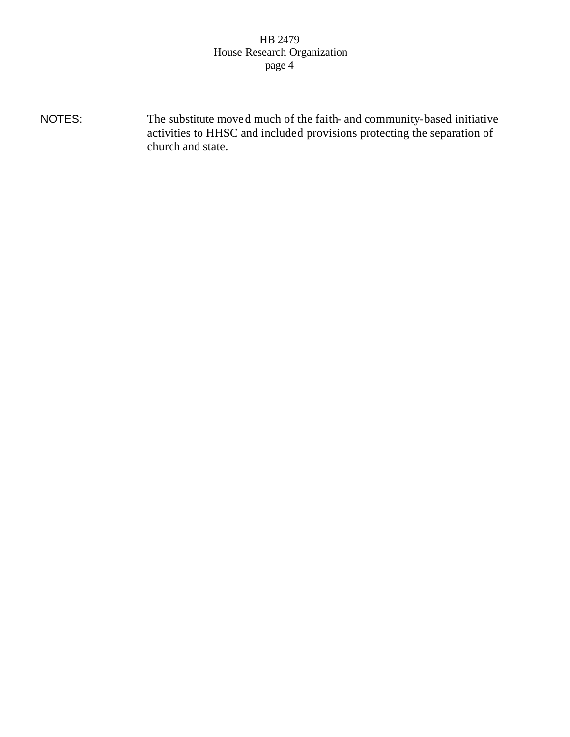NOTES: The substitute moved much of the faith- and community-based initiative activities to HHSC and included provisions protecting the separation of church and state.